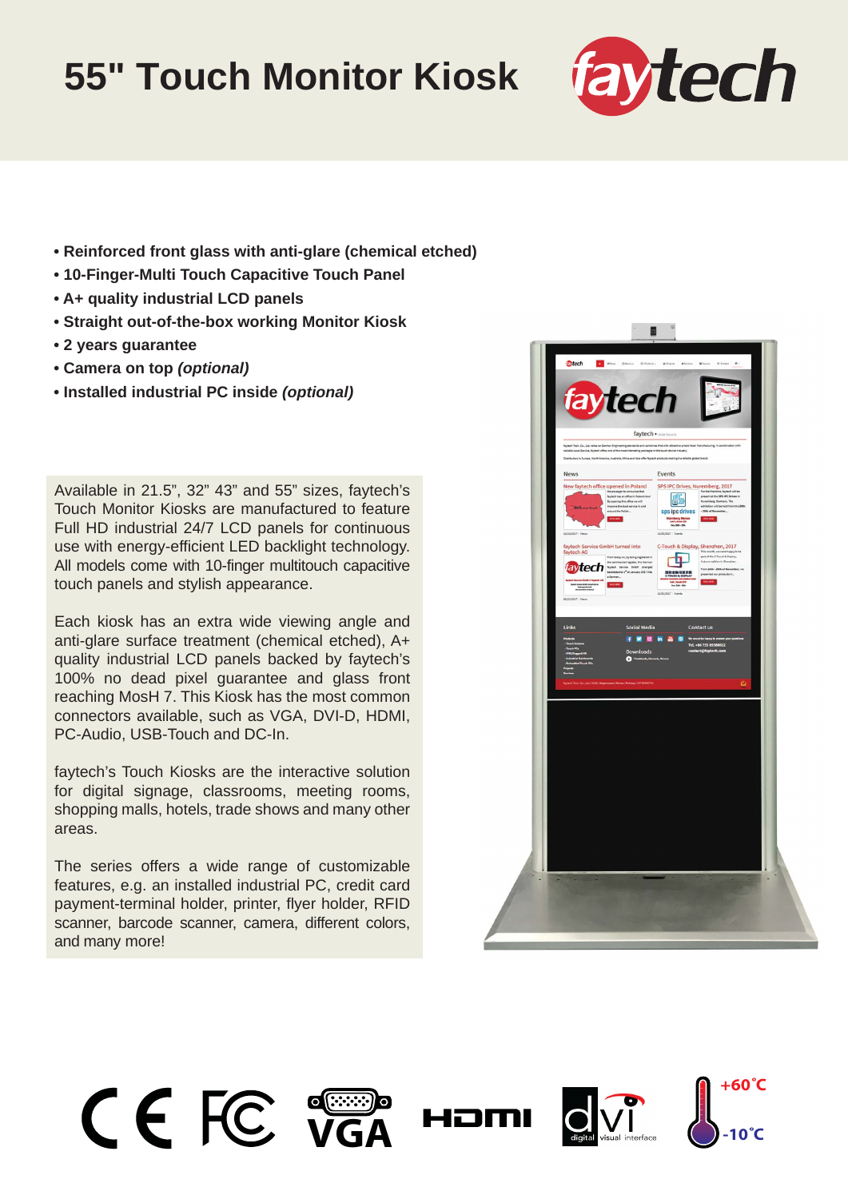# 55" Touch Monitor Kiosk

- **Reinforced front glass with anti-glare (chemical etched)**
- **10-Finger-Multi Touch Capacitive Touch Panel**
- **A+ quality industrial LCD panels**
- **Straight out-of-the-box working Monitor Kiosk**
- **2 years guarantee**
- **Camera on top *(optional)***
- **Installed industrial PC inside *(optional)***

Available in 21.5", 32" 43" and 55" sizes, faytech's Touch Monitor Kiosks are manufactured to feature Full HD industrial 24/7 LCD panels for continuous use with energy-efficient LED backlight technology. All models come with 10-finger multitouch capacitive touch panels and stylish appearance.

Each kiosk has an extra wide viewing angle and anti-glare surface treatment (chemical etched), A+ quality industrial LCD panels backed by faytech's 100% no dead pixel guarantee and glass front reaching MosH 7. This Kiosk has the most common connectors available, such as VGA, DVI-D, HDMI, PC-Audio, USB-Touch and DC-In.

faytech's Touch Kiosks are the interactive solution for digital signage, classrooms, meeting rooms, shopping malls, hotels, trade shows and many other areas.

The series offers a wide range of customizable features, e.g. an installed industrial PC, credit card payment-terminal holder, printer, flyer holder, RFID scanner, barcode scanner, camera, different colors, and many more!

+60°C
-10°C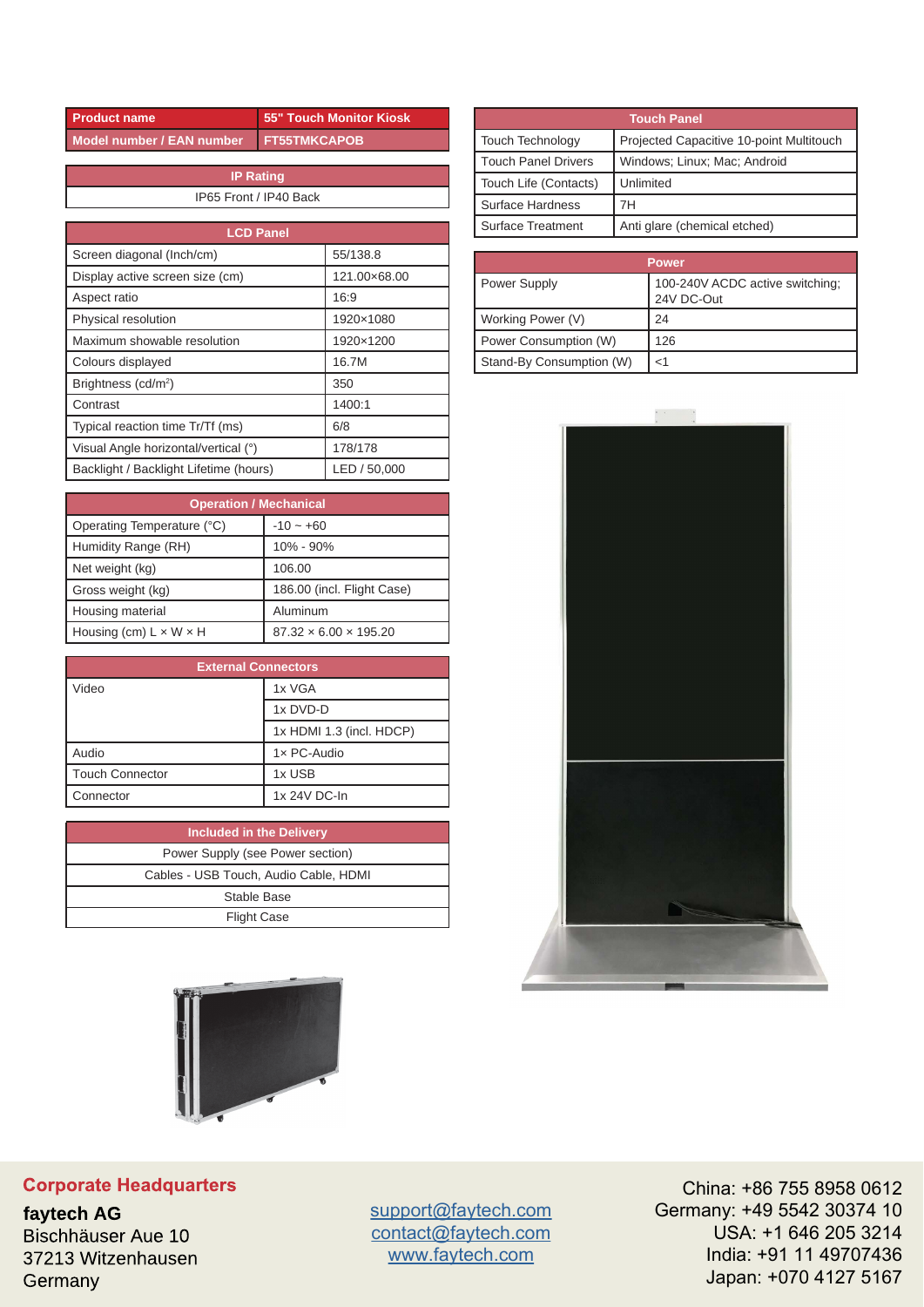| Product name | 55" Touch Monitor Kiosk |
|---|---|
| Model number / EAN number | FT55TMKCAPOB |

| IP Rating |
|---|
| IP65 Front / IP40 Back |

| LCD Panel | |
|---|---|
| Screen diagonal (Inch/cm) | 55/138.8 |
| Display active screen size (cm) | 121.00×68.00 |
| Aspect ratio | 16:9 |
| Physical resolution | 1920×1080 |
| Maximum showable resolution | 1920×1200 |
| Colours displayed | 16.7M |
| Brightness (cd/m²) | 350 |
| Contrast | 1400:1 |
| Typical reaction time Tr/Tf (ms) | 6/8 |
| Visual Angle horizontal/vertical (°) | 178/178 |
| Backlight / Backlight Lifetime (hours) | LED / 50,000 |

| Operation / Mechanical | |
|---|---|
| Operating Temperature (°C) | -10 ~ +60 |
| Humidity Range (RH) | 10% - 90% |
| Net weight (kg) | 106.00 |
| Gross weight (kg) | 186.00 (incl. Flight Case) |
| Housing material | Aluminum |
| Housing (cm) L × W × H | 87.32 × 6.00 × 195.20 |

| External Connectors | |
|---|---|
| Video | 1x VGA |
| | 1x DVD-D |
| | 1x HDMI 1.3 (incl. HDCP) |
| Audio | 1× PC-Audio |
| Touch Connector | 1x USB |
| Connector | 1x 24V DC-In |

| Included in the Delivery |
|---|
| Power Supply (see Power section) |
| Cables - USB Touch, Audio Cable, HDMI |
| Stable Base |
| Flight Case |

| Touch Panel | |
|---|---|
| Touch Technology | Projected Capacitive 10-point Multitouch |
| Touch Panel Drivers | Windows; Linux; Mac; Android |
| Touch Life (Contacts) | Unlimited |
| Surface Hardness | 7H |
| Surface Treatment | Anti glare (chemical etched) |

| Power | |
|---|---|
| Power Supply | 100-240V ACDC active switching; 24V DC-Out |
| Working Power (V) | 24 |
| Power Consumption (W) | 126 |
| Stand-By Consumption (W) | <1 |

## Corporate Headquarters

**faytech AG**
Bischhäuser Aue 10
37213 Witzenhausen
Germany

support@faytech.com
contact@faytech.com
www.faytech.com

China: +86 755 8958 0612
Germany: +49 5542 30374 10
USA: +1 646 205 3214
India: +91 11 49707436
Japan: +070 4127 5167